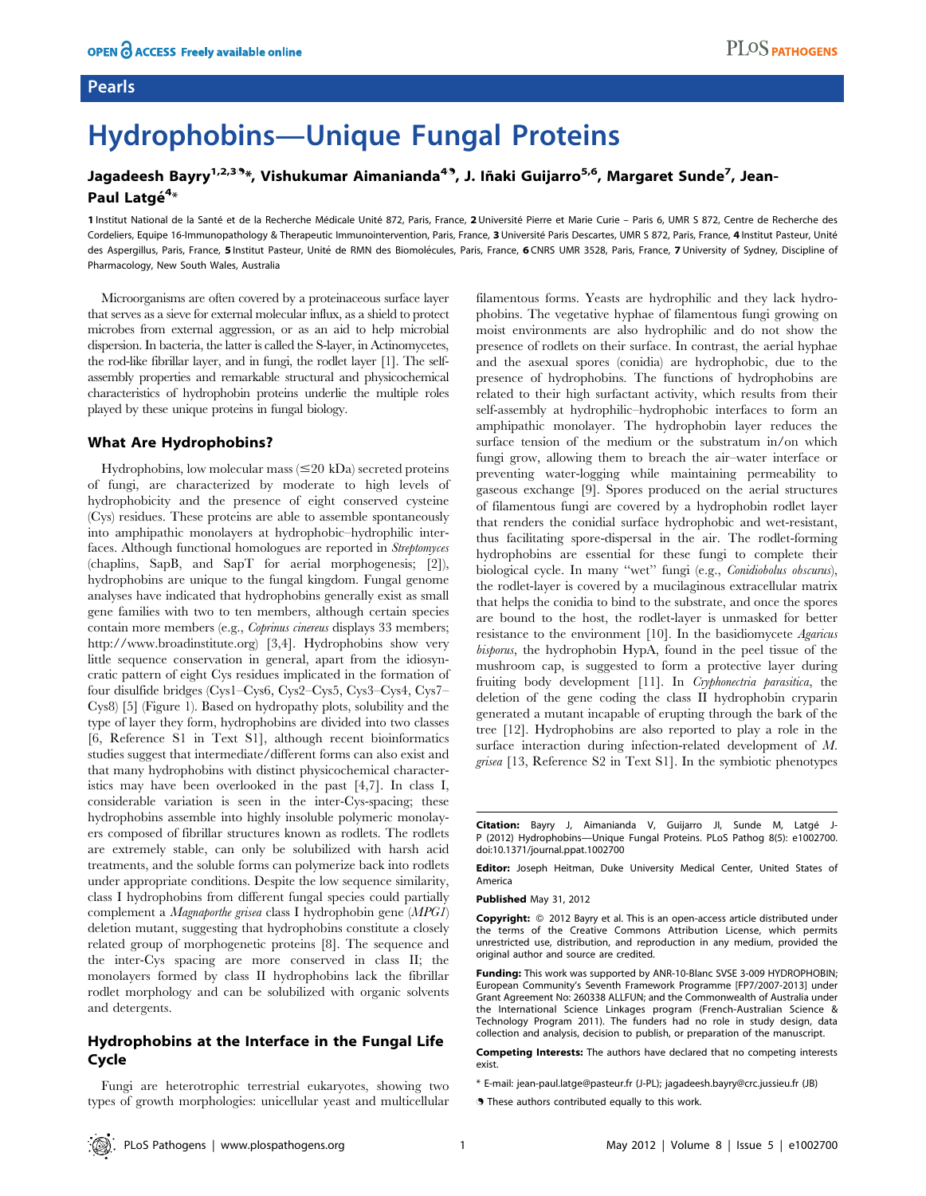Pearls

# Hydrophobins—Unique Fungal Proteins

**Jagadeesh Bayry[1,2,3]*, Vishukumar Aimanianda[4], J. Iñaki Guijarro[5,6], Margaret Sunde[7], Jean-Paul Latgé[4]***

[1] Institut National de la Santé et de la Recherche Médicale Unité 872, Paris, France, [2] Université Pierre et Marie Curie – Paris 6, UMR S 872, Centre de Recherche des Cordeliers, Equipe 16-Immunopathology & Therapeutic Immunointervention, Paris, France, [3] Université Paris Descartes, UMR S 872, Paris, France, [4] Institut Pasteur, Unité des Aspergillus, Paris, France, [5] Institut Pasteur, Unité de RMN des Biomolécules, Paris, France, [6] CNRS UMR 3528, Paris, France, [7] University of Sydney, Discipline of Pharmacology, New South Wales, Australia

Microorganisms are often covered by a proteinaceous surface layer that serves as a sieve for external molecular influx, as a shield to protect microbes from external aggression, or as an aid to help microbial dispersion. In bacteria, the latter is called the S-layer, in Actinomycetes, the rod-like fibrillar layer, and in fungi, the rodlet layer [1]. The self-assembly properties and remarkable structural and physicochemical characteristics of hydrophobin proteins underlie the multiple roles played by these unique proteins in fungal biology.

## What Are Hydrophobins?

Hydrophobins, low molecular mass ($\leq$20 kDa) secreted proteins of fungi, are characterized by moderate to high levels of hydrophobicity and the presence of eight conserved cysteine (Cys) residues. These proteins are able to assemble spontaneously into amphipathic monolayers at hydrophobic–hydrophilic interfaces. Although functional homologues are reported in *Streptomyces* (chaplins, SapB, and SapT for aerial morphogenesis; [2]), hydrophobins are unique to the fungal kingdom. Fungal genome analyses have indicated that hydrophobins generally exist as small gene families with two to ten members, although certain species contain more members (e.g., *Coprinus cinereus* displays 33 members; http://www.broadinstitute.org) [3,4]. Hydrophobins show very little sequence conservation in general, apart from the idiosyncratic pattern of eight Cys residues implicated in the formation of four disulfide bridges (Cys1–Cys6, Cys2–Cys5, Cys3–Cys4, Cys7–Cys8) [5] (Figure 1). Based on hydropathy plots, solubility and the type of layer they form, hydrophobins are divided into two classes [6, Reference S1 in Text S1], although recent bioinformatics studies suggest that intermediate/different forms can also exist and that many hydrophobins with distinct physicochemical characteristics may have been overlooked in the past [4,7]. In class I, considerable variation is seen in the inter-Cys-spacing; these hydrophobins assemble into highly insoluble polymeric monolayers composed of fibrillar structures known as rodlets. The rodlets are extremely stable, can only be solubilized with harsh acid treatments, and the soluble forms can polymerize back into rodlets under appropriate conditions. Despite the low sequence similarity, class I hydrophobins from different fungal species could partially complement a *Magnaporthe grisea* class I hydrophobin gene (*MPG1*) deletion mutant, suggesting that hydrophobins constitute a closely related group of morphogenetic proteins [8]. The sequence and the inter-Cys spacing are more conserved in class II; the monolayers formed by class II hydrophobins lack the fibrillar rodlet morphology and can be solubilized with organic solvents and detergents.

## Hydrophobins at the Interface in the Fungal Life Cycle

Fungi are heterotrophic terrestrial eukaryotes, showing two types of growth morphologies: unicellular yeast and multicellular filamentous forms. Yeasts are hydrophilic and they lack hydrophobins. The vegetative hyphae of filamentous fungi growing on moist environments are also hydrophilic and do not show the presence of rodlets on their surface. In contrast, the aerial hyphae and the asexual spores (conidia) are hydrophobic, due to the presence of hydrophobins. The functions of hydrophobins are related to their high surfactant activity, which results from their self-assembly at hydrophilic–hydrophobic interfaces to form an amphipathic monolayer. The hydrophobin layer reduces the surface tension of the medium or the substratum in/on which fungi grow, allowing them to breach the air–water interface or preventing water-logging while maintaining permeability to gaseous exchange [9]. Spores produced on the aerial structures of filamentous fungi are covered by a hydrophobin rodlet layer that renders the conidial surface hydrophobic and wet-resistant, thus facilitating spore-dispersal in the air. The rodlet-forming hydrophobins are essential for these fungi to complete their biological cycle. In many "wet" fungi (e.g., *Conidiobolus obscurus*), the rodlet-layer is covered by a mucilaginous extracellular matrix that helps the conidia to bind to the substrate, and once the spores are bound to the host, the rodlet-layer is unmasked for better resistance to the environment [10]. In the basidiomycete *Agaricus bisporus*, the hydrophobin HypA, found in the peel tissue of the mushroom cap, is suggested to form a protective layer during fruiting body development [11]. In *Cryphonectria parasitica*, the deletion of the gene coding the class II hydrophobin cryparin generated a mutant incapable of erupting through the bark of the tree [12]. Hydrophobins are also reported to play a role in the surface interaction during infection-related development of *M. grisea* [13, Reference S2 in Text S1]. In the symbiotic phenotypes

**Citation:** Bayry J, Aimanianda V, Guijarro JI, Sunde M, Latgé J-P (2012) Hydrophobins—Unique Fungal Proteins. PLoS Pathog 8(5): e1002700. doi:10.1371/journal.ppat.1002700

**Editor:** Joseph Heitman, Duke University Medical Center, United States of America

**Published** May 31, 2012

**Copyright:** © 2012 Bayry et al. This is an open-access article distributed under the terms of the Creative Commons Attribution License, which permits unrestricted use, distribution, and reproduction in any medium, provided the original author and source are credited.

**Funding:** This work was supported by ANR-10-Blanc SVSE 3-009 HYDROPHOBIN; European Community's Seventh Framework Programme [FP7/2007-2013] under Grant Agreement No: 260338 ALLFUN; and the Commonwealth of Australia under the International Science Linkages program (French-Australian Science & Technology Program 2011). The funders had no role in study design, data collection and analysis, decision to publish, or preparation of the manuscript.

**Competing Interests:** The authors have declared that no competing interests exist.

* E-mail: jean-paul.latge@pasteur.fr (J-PL); jagadeesh.bayry@crc.jussieu.fr (JB)

These authors contributed equally to this work.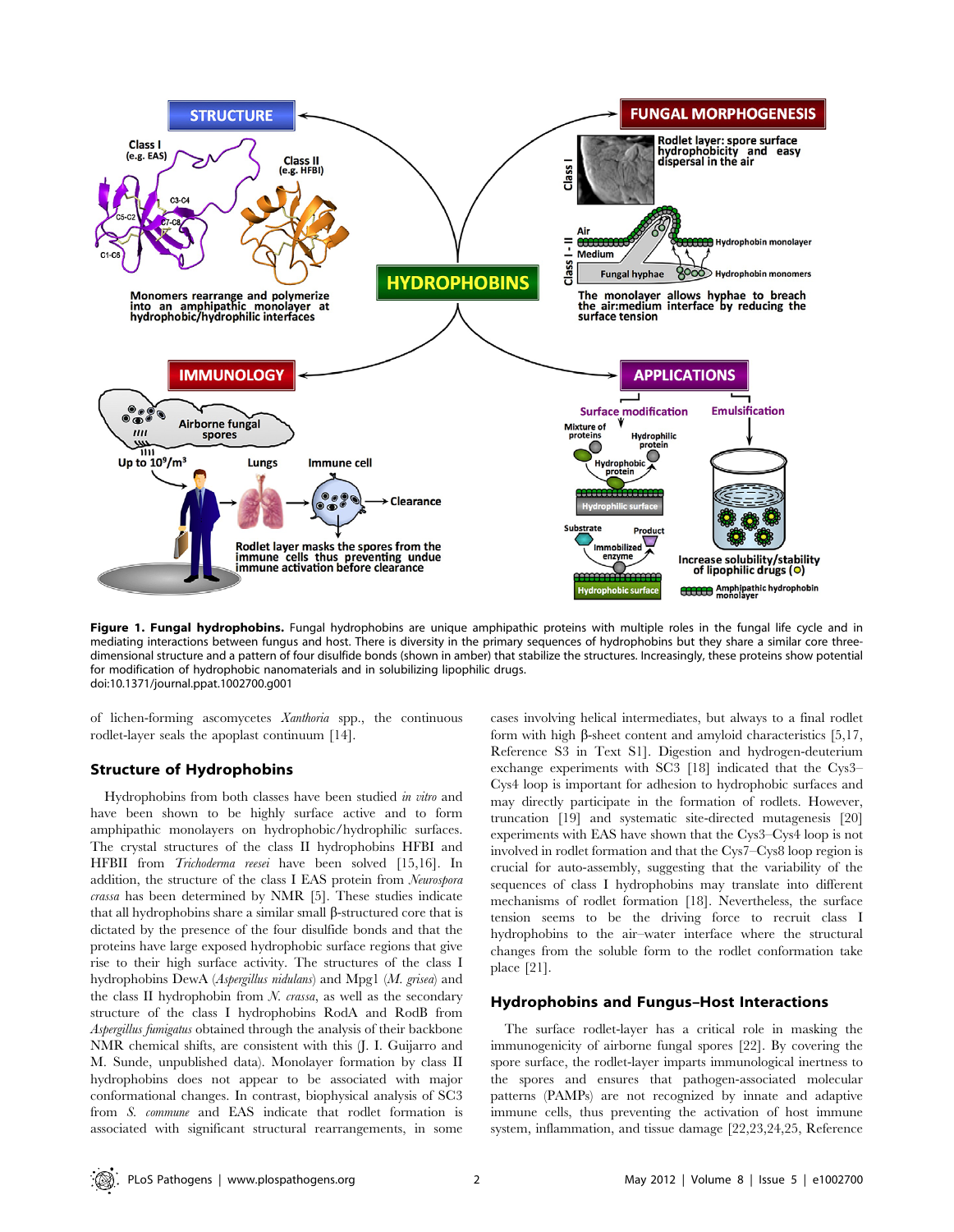**Figure 1. Fungal hydrophobins.** Fungal hydrophobins are unique amphipathic proteins with multiple roles in the fungal life cycle and in mediating interactions between fungus and host. There is diversity in the primary sequences of hydrophobins but they share a similar core three-dimensional structure and a pattern of four disulfide bonds (shown in amber) that stabilize the structures. Increasingly, these proteins show potential for modification of hydrophobic nanomaterials and in solubilizing lipophilic drugs.
doi:10.1371/journal.ppat.1002700.g001

of lichen-forming ascomycetes *Xanthoria* spp., the continuous rodlet-layer seals the apoplast continuum [14].

## Structure of Hydrophobins

Hydrophobins from both classes have been studied *in vitro* and have been shown to be highly surface active and to form amphipathic monolayers on hydrophobic/hydrophilic surfaces. The crystal structures of the class II hydrophobins HFBI and HFBII from *Trichoderma reesei* have been solved [15,16]. In addition, the structure of the class I EAS protein from *Neurospora crassa* has been determined by NMR [5]. These studies indicate that all hydrophobins share a similar small β-structured core that is dictated by the presence of the four disulfide bonds and that the proteins have large exposed hydrophobic surface regions that give rise to their high surface activity. The structures of the class I hydrophobins DewA (*Aspergillus nidulans*) and Mpg1 (*M. grisea*) and the class II hydrophobin from *N. crassa*, as well as the secondary structure of the class I hydrophobins RodA and RodB from *Aspergillus fumigatus* obtained through the analysis of their backbone NMR chemical shifts, are consistent with this (J. I. Guijarro and M. Sunde, unpublished data). Monolayer formation by class II hydrophobins does not appear to be associated with major conformational changes. In contrast, biophysical analysis of SC3 from *S. commune* and EAS indicate that rodlet formation is associated with significant structural rearrangements, in some cases involving helical intermediates, but always to a final rodlet form with high β-sheet content and amyloid characteristics [5,17, Reference S3 in Text S1]. Digestion and hydrogen-deuterium exchange experiments with SC3 [18] indicated that the Cys3–Cys4 loop is important for adhesion to hydrophobic surfaces and may directly participate in the formation of rodlets. However, truncation [19] and systematic site-directed mutagenesis [20] experiments with EAS have shown that the Cys3–Cys4 loop is not involved in rodlet formation and that the Cys7–Cys8 loop region is crucial for auto-assembly, suggesting that the variability of the sequences of class I hydrophobins may translate into different mechanisms of rodlet formation [18]. Nevertheless, the surface tension seems to be the driving force to recruit class I hydrophobins to the air–water interface where the structural changes from the soluble form to the rodlet conformation take place [21].

## Hydrophobins and Fungus–Host Interactions

The surface rodlet-layer has a critical role in masking the immunogenicity of airborne fungal spores [22]. By covering the spore surface, the rodlet-layer imparts immunological inertness to the spores and ensures that pathogen-associated molecular patterns (PAMPs) are not recognized by innate and adaptive immune cells, thus preventing the activation of host immune system, inflammation, and tissue damage [22,23,24,25, Reference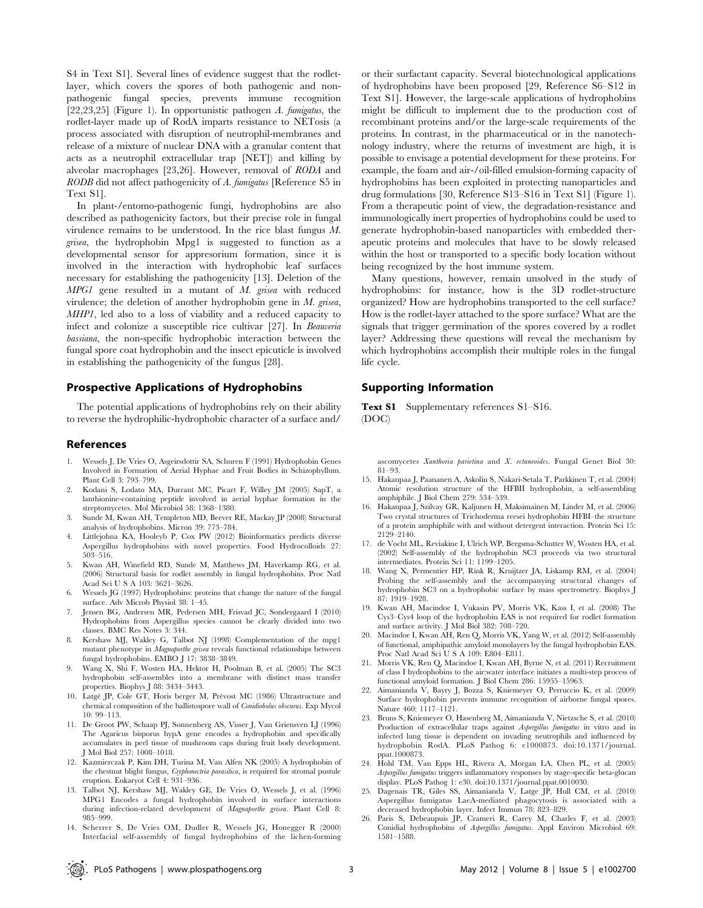S4 in Text S1]. Several lines of evidence suggest that the rodlet-layer, which covers the spores of both pathogenic and non-pathogenic fungal species, prevents immune recognition [22,23,25] (Figure 1). In opportunistic pathogen *A. fumigatus*, the rodlet-layer made up of RodA imparts resistance to NETosis (a process associated with disruption of neutrophil-membranes and release of a mixture of nuclear DNA with a granular content that acts as a neutrophil extracellular trap [NET]) and killing by alveolar macrophages [23,26]. However, removal of *RODA* and *RODB* did not affect pathogenicity of *A. fumigatus* [Reference S5 in Text S1].

In plant-/entomo-pathogenic fungi, hydrophobins are also described as pathogenicity factors, but their precise role in fungal virulence remains to be understood. In the rice blast fungus *M. grisea*, the hydrophobin Mpg1 is suggested to function as a developmental sensor for appresorium formation, since it is involved in the interaction with hydrophobic leaf surfaces necessary for establishing the pathogenicity [13]. Deletion of the *MPG1* gene resulted in a mutant of *M. grisea* with reduced virulence; the deletion of another hydrophobin gene in *M. grisea*, *MHP1*, led also to a loss of viability and a reduced capacity to infect and colonize a susceptible rice cultivar [27]. In *Beauveria bassiana*, the non-specific hydrophobic interaction between the fungal spore coat hydrophobin and the insect epicuticle is involved in establishing the pathogenicity of the fungus [28].

## Prospective Applications of Hydrophobins

The potential applications of hydrophobins rely on their ability to reverse the hydrophilic-hydrophobic character of a surface and/or their surfactant capacity. Several biotechnological applications of hydrophobins have been proposed [29, Reference S6–S12 in Text S1]. However, the large-scale applications of hydrophobins might be difficult to implement due to the production cost of recombinant proteins and/or the large-scale requirements of the proteins. In contrast, in the pharmaceutical or in the nanotechnology industry, where the returns of investment are high, it is possible to envisage a potential development for these proteins. For example, the foam and air-/oil-filled emulsion-forming capacity of hydrophobins has been exploited in protecting nanoparticles and drug formulations [30, Reference S13–S16 in Text S1] (Figure 1). From a therapeutic point of view, the degradation-resistance and immunologically inert properties of hydrophobins could be used to generate hydrophobin-based nanoparticles with embedded therapeutic proteins and molecules that have to be slowly released within the host or transported to a specific body location without being recognized by the host immune system.

Many questions, however, remain unsolved in the study of hydrophobins: for instance, how is the 3D rodlet-structure organized? How are hydrophobins transported to the cell surface? How is the rodlet-layer attached to the spore surface? What are the signals that trigger germination of the spores covered by a rodlet layer? Addressing these questions will reveal the mechanism by which hydrophobins accomplish their multiple roles in the fungal life cycle.

## Supporting Information

**Text S1** Supplementary references S1–S16.
(DOC)

## References

1. Wessels J, De Vries O, Asgeirsdottir SA, Schuren F (1991) Hydrophobin Genes Involved in Formation of Aerial Hyphae and Fruit Bodies in Schizophyllum. Plant Cell 3: 793–799.
2. Kodani S, Lodato MA, Durrant MC, Picart F, Willey JM (2005) SapT, a lanthionine-containing peptide involved in aerial hyphae formation in the streptomycetes. Mol Microbiol 58: 1368–1380.
3. Sunde M, Kwan AH, Templeton MD, Beever RE, Mackay JP (2008) Structural analysis of hydrophobins. Micron 39: 773–784.
4. Littlejohna KA, Hooleyb P, Cox PW (2012) Bioinformatics predicts diverse Aspergillus hydrophobins with novel properties. Food Hydrocolloids 27: 503–516.
5. Kwan AH, Winefield RD, Sunde M, Matthews JM, Haverkamp RG, et al. (2006) Structural basis for rodlet assembly in fungal hydrophobins. Proc Natl Acad Sci U S A 103: 3621–3626.
6. Wessels JG (1997) Hydrophobins: proteins that change the nature of the fungal surface. Adv Microb Physiol 38: 1–45.
7. Jensen BG, Andersen MR, Pedersen MH, Frisvad JC, Sondergaard I (2010) Hydrophobins from Aspergillus species cannot be clearly divided into two classes. BMC Res Notes 3: 344.
8. Kershaw MJ, Wakley G, Talbot NJ (1998) Complementation of the mpg1 mutant phenotype in *Magnaporthe grisea* reveals functional relationships between fungal hydrophobins. EMBO J 17: 3838–3849.
9. Wang X, Shi F, Wosten HA, Hektor H, Poolman B, et al. (2005) The SC3 hydrophobin self-assembles into a membrane with distinct mass transfer properties. Biophys J 88: 3434–3443.
10. Latgé JP, Cole GT, Horis berger M, Prévost MC (1986) Ultrastructure and chemical composition of the ballistospore wall of *Conidiobolus obscurus*. Exp Mycol 10: 99–113.
11. De Groot PW, Schaap PJ, Sonnenberg AS, Visser J, Van Griensven LJ (1996) The Agaricus bisporus hypA gene encodes a hydrophobin and specifically accumulates in peel tissue of mushroom caps during fruit body development. J Mol Biol 257: 1008–1018.
12. Kazmierczak P, Kim DH, Turina M, Van Alfen NK (2005) A hydrophobin of the chestnut blight fungus, *Cryphonectria parasitica*, is required for stromal pustule eruption. Eukaryot Cell 4: 931–936.
13. Talbot NJ, Kershaw MJ, Wakley GE, De Vries O, Wessels J, et al. (1996) MPG1 Encodes a fungal hydrophobin involved in surface interactions during infection-related development of *Magnaporthe grisea*. Plant Cell 8: 985–999.
14. Scherrer S, De Vries OM, Dudler R, Wessels JG, Honegger R (2000) Interfacial self-assembly of fungal hydrophobins of the lichen-forming ascomycetes *Xanthoria parietina* and *X. ectaneoides*. Fungal Genet Biol 30: 81–93.
15. Hakanpaa J, Paananen A, Askolin S, Nakari-Setala T, Parkkinen T, et al. (2004) Atomic resolution structure of the HFBII hydrophobin, a self-assembling amphiphile. J Biol Chem 279: 534–539.
16. Hakanpaa J, Szilvay GR, Kaljunen H, Maksimainen M, Linder M, et al. (2006) Two crystal structures of Trichoderma reesei hydrophobin HFBI–the structure of a protein amphiphile with and without detergent interaction. Protein Sci 15: 2129–2140.
17. de Vocht ML, Reviakine I, Ulrich WP, Bergsma-Schutter W, Wosten HA, et al. (2002) Self-assembly of the hydrophobin SC3 proceeds via two structural intermediates. Protein Sci 11: 1199–1205.
18. Wang X, Permentier HP, Rink R, Kruijtzer JA, Liskamp RM, et al. (2004) Probing the self-assembly and the accompanying structural changes of hydrophobin SC3 on a hydrophobic surface by mass spectrometry. Biophys J 87: 1919–1928.
19. Kwan AH, Macindoe I, Vukasin PV, Morris VK, Kass I, et al. (2008) The Cys3–Cys4 loop of the hydrophobin EAS is not required for rodlet formation and surface activity. J Mol Biol 382: 708–720.
20. Macindoe I, Kwan AH, Ren Q, Morris VK, Yang W, et al. (2012) Self-assembly of functional, amphipathic amyloid monolayers by the fungal hydrophobin EAS. Proc Natl Acad Sci U S A 109: E804–E811.
21. Morris VK, Ren Q, Macindoe I, Kwan AH, Byrne N, et al. (2011) Recruitment of class I hydrophobins to the air:water interface initiates a multi-step process of functional amyloid formation. J Biol Chem 286: 15955–15963.
22. Aimanianda V, Bayry J, Bozza S, Kniemeyer O, Perruccio K, et al. (2009) Surface hydrophobin prevents immune recognition of airborne fungal spores. Nature 460: 1117–1121.
23. Bruns S, Kniemeyer O, Hasenberg M, Aimanianda V, Nietzsche S, et al. (2010) Production of extracellular traps against *Aspergillus fumigatus* in vitro and in infected lung tissue is dependent on invading neutrophils and influenced by hydrophobin RodA. PLoS Pathog 6: e1000873. doi:10.1371/journal.ppat.1000873.
24. Hohl TM, Van Epps HL, Rivera A, Morgan LA, Chen PL, et al. (2005) *Aspergillus fumigatus* triggers inflammatory responses by stage-specific beta-glucan display. PLoS Pathog 1: e30. doi:10.1371/journal.ppat.0010030.
25. Dagenais TR, Giles SS, Aimanianda V, Latge JP, Hull CM, et al. (2010) Aspergillus fumigatus LaeA-mediated phagocytosis is associated with a decreased hydrophobin layer. Infect Immun 78: 823–829.
26. Paris S, Debeaupuis JP, Crameri R, Carey M, Charles F, et al. (2003) Conidial hydrophobins of *Aspergillus fumigatus*. Appl Environ Microbiol 69: 1581–1588.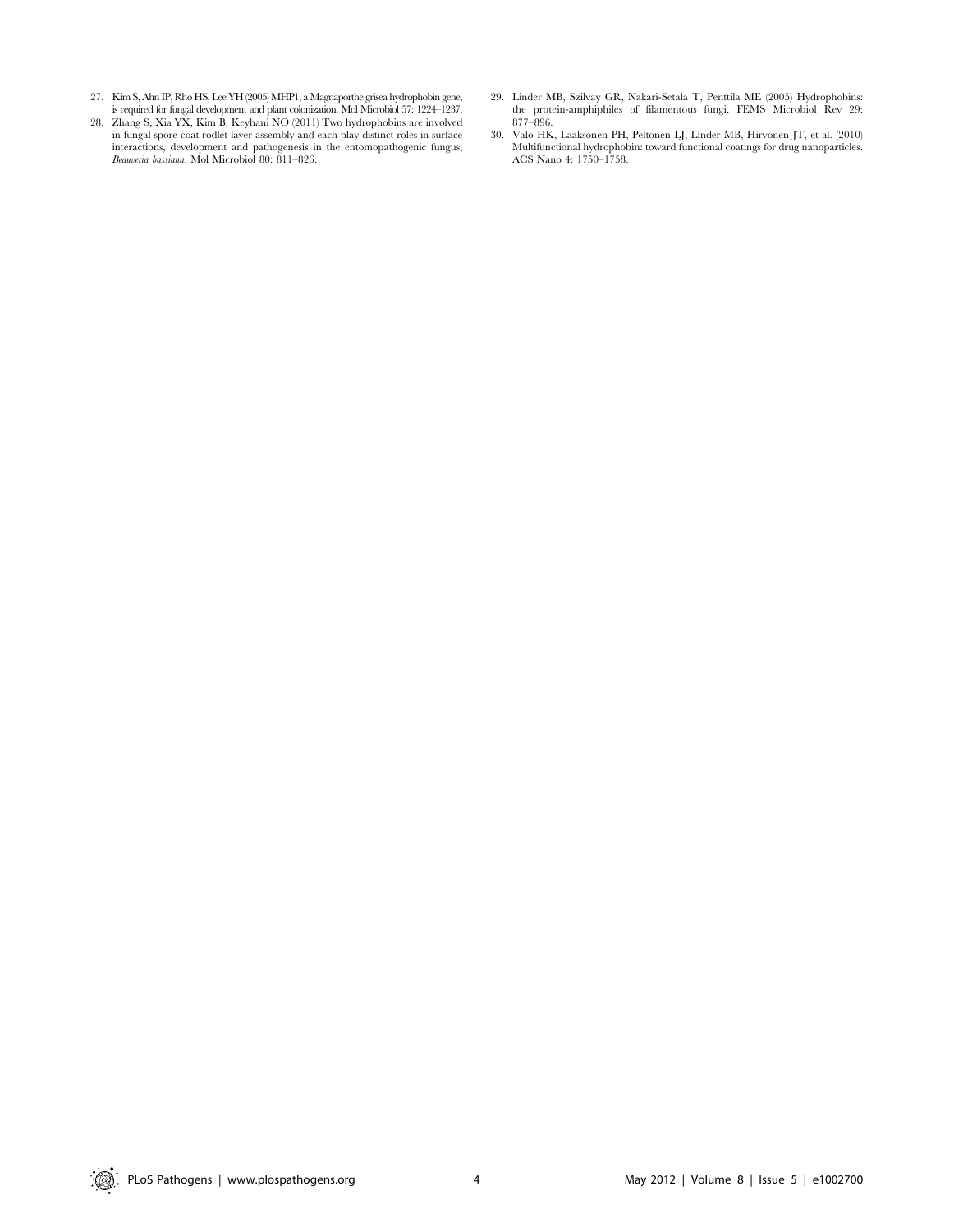27. Kim S, Ahn IP, Rho HS, Lee YH (2005) MHP1, a Magnaporthe grisea hydrophobin gene, is required for fungal development and plant colonization. Mol Microbiol 57: 1224–1237.
28. Zhang S, Xia YX, Kim B, Keyhani NO (2011) Two hydrophobins are involved in fungal spore coat rodlet layer assembly and each play distinct roles in surface interactions, development and pathogenesis in the entomopathogenic fungus, *Beauveria bassiana*. Mol Microbiol 80: 811–826.
29. Linder MB, Szilvay GR, Nakari-Setala T, Penttila ME (2005) Hydrophobins: the protein-amphiphiles of filamentous fungi. FEMS Microbiol Rev 29: 877–896.
30. Valo HK, Laaksonen PH, Peltonen LJ, Linder MB, Hirvonen JT, et al. (2010) Multifunctional hydrophobin: toward functional coatings for drug nanoparticles. ACS Nano 4: 1750–1758.